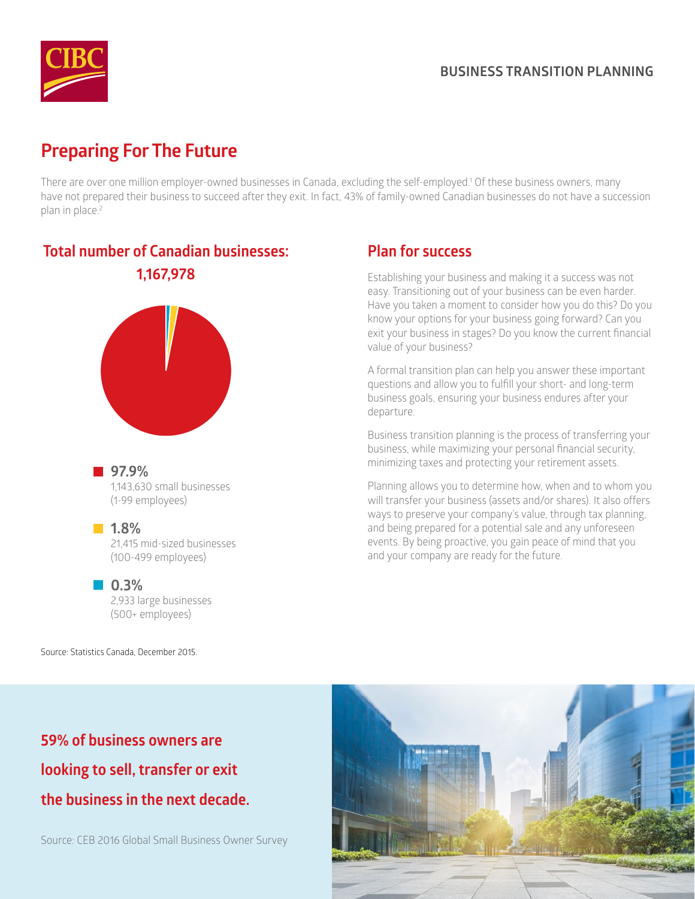BUSINESS TRANSITION PLANNING

# Preparing For The Future

There are over one million employer-owned businesses in Canada, excluding the self-employed.[1] Of these business owners, many have not prepared their business to succeed after they exit. In fact, 43% of family-owned Canadian businesses do not have a succession plan in place.[2]

## Total number of Canadian businesses: 1,167,978

**97.9%**
1,143,630 small businesses (1-99 employees)

**1.8%**
21,415 mid-sized businesses (100-499 employees)

**0.3%**
2,933 large businesses (500+ employees)

Source: Statistics Canada, December 2015.

## Plan for success

Establishing your business and making it a success was not easy. Transitioning out of your business can be even harder. Have you taken a moment to consider how you do this? Do you know your options for your business going forward? Can you exit your business in stages? Do you know the current financial value of your business?

A formal transition plan can help you answer these important questions and allow you to fulfill your short- and long-term business goals, ensuring your business endures after your departure.

Business transition planning is the process of transferring your business, while maximizing your personal financial security, minimizing taxes and protecting your retirement assets.

Planning allows you to determine how, when and to whom you will transfer your business (assets and/or shares). It also offers ways to preserve your company's value, through tax planning, and being prepared for a potential sale and any unforeseen events. By being proactive, you gain peace of mind that you and your company are ready for the future.

**59% of business owners are looking to sell, transfer or exit the business in the next decade.**

Source: CEB 2016 Global Small Business Owner Survey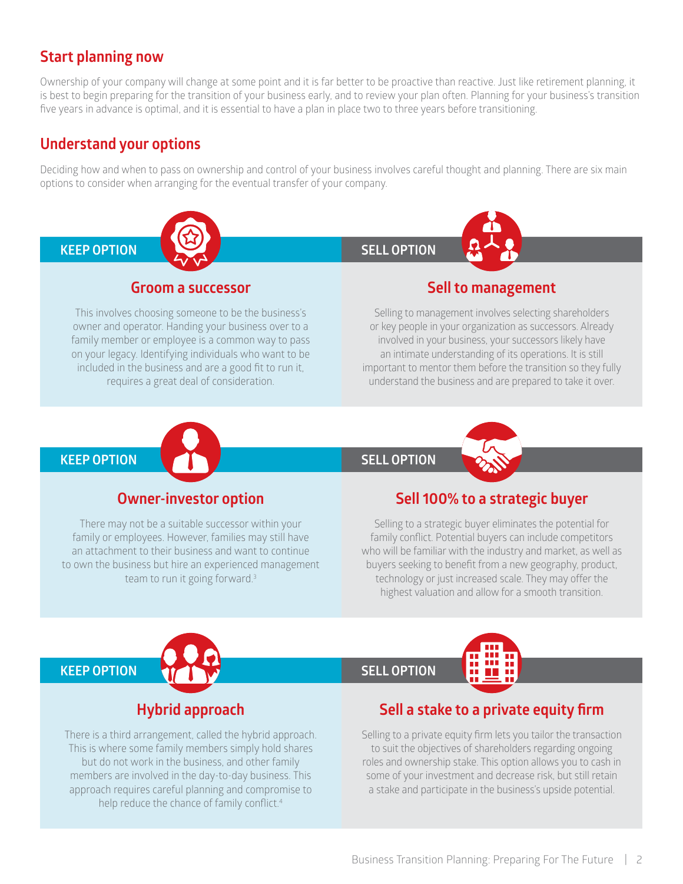## Start planning now

Ownership of your company will change at some point and it is far better to be proactive than reactive. Just like retirement planning, it is best to begin preparing for the transition of your business early, and to review your plan often. Planning for your business's transition five years in advance is optimal, and it is essential to have a plan in place two to three years before transitioning.

## Understand your options

Deciding how and when to pass on ownership and control of your business involves careful thought and planning. There are six main options to consider when arranging for the eventual transfer of your company.

**KEEP OPTION**

### Groom a successor

This involves choosing someone to be the business's owner and operator. Handing your business over to a family member or employee is a common way to pass on your legacy. Identifying individuals who want to be included in the business and are a good fit to run it, requires a great deal of consideration.

**SELL OPTION**

### Sell to management

Selling to management involves selecting shareholders or key people in your organization as successors. Already involved in your business, your successors likely have an intimate understanding of its operations. It is still important to mentor them before the transition so they fully understand the business and are prepared to take it over.

**KEEP OPTION**

### Owner-investor option

There may not be a suitable successor within your family or employees. However, families may still have an attachment to their business and want to continue to own the business but hire an experienced management team to run it going forward.[3]

**SELL OPTION**

### Sell 100% to a strategic buyer

Selling to a strategic buyer eliminates the potential for family conflict. Potential buyers can include competitors who will be familiar with the industry and market, as well as buyers seeking to benefit from a new geography, product, technology or just increased scale. They may offer the highest valuation and allow for a smooth transition.

**KEEP OPTION**

### Hybrid approach

There is a third arrangement, called the hybrid approach. This is where some family members simply hold shares but do not work in the business, and other family members are involved in the day-to-day business. This approach requires careful planning and compromise to help reduce the chance of family conflict.[4]

**SELL OPTION**

### Sell a stake to a private equity firm

Selling to a private equity firm lets you tailor the transaction to suit the objectives of shareholders regarding ongoing roles and ownership stake. This option allows you to cash in some of your investment and decrease risk, but still retain a stake and participate in the business's upside potential.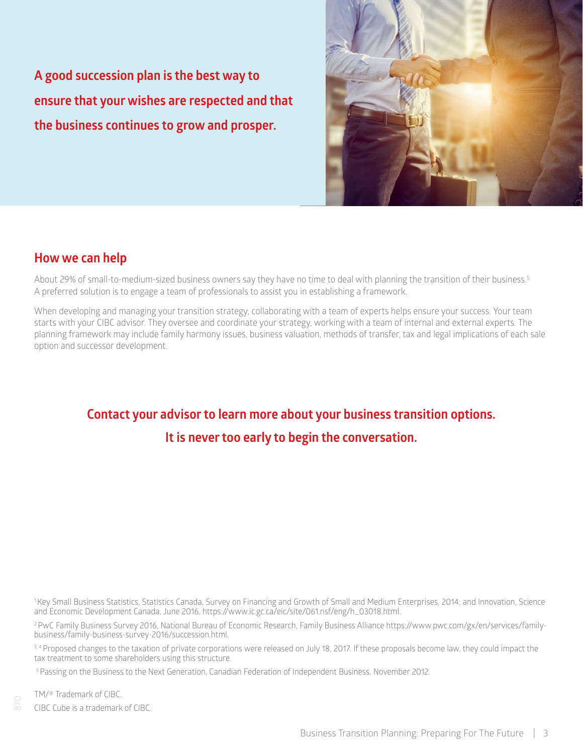**A good succession plan is the best way to ensure that your wishes are respected and that the business continues to grow and prosper.**

## How we can help

About 29% of small-to-medium-sized business owners say they have no time to deal with planning the transition of their business.[5] A preferred solution is to engage a team of professionals to assist you in establishing a framework.

When developing and managing your transition strategy, collaborating with a team of experts helps ensure your success. Your team starts with your CIBC advisor. They oversee and coordinate your strategy, working with a team of internal and external experts. The planning framework may include family harmony issues, business valuation, methods of transfer, tax and legal implications of each sale option and successor development.

**Contact your advisor to learn more about your business transition options. It is never too early to begin the conversation.**

[1] Key Small Business Statistics, Statistics Canada, Survey on Financing and Growth of Small and Medium Enterprises, 2014; and Innovation, Science and Economic Development Canada, June 2016. https://www.ic.gc.ca/eic/site/061.nsf/eng/h_03018.html.

[2] PwC Family Business Survey 2016, National Bureau of Economic Research, Family Business Alliance https://www.pwc.com/gx/en/services/family-business/family-business-survey-2016/succession.html.

[3, 4] Proposed changes to the taxation of private corporations were released on July 18, 2017. If these proposals become law, they could impact the tax treatment to some shareholders using this structure.

[5] Passing on the Business to the Next Generation, Canadian Federation of Independent Business, November 2012.

TM/® Trademark of CIBC.

CIBC Cube is a trademark of CIBC.